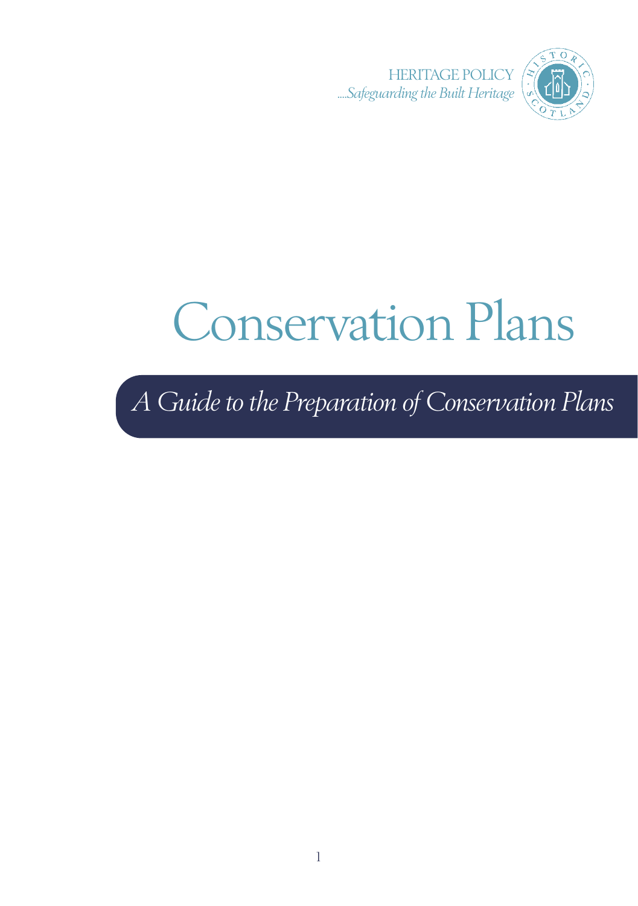HERITAGE POLICY
*....Safeguarding the Built Heritage*

# Conservation Plans

## *A Guide to the Preparation of Conservation Plans*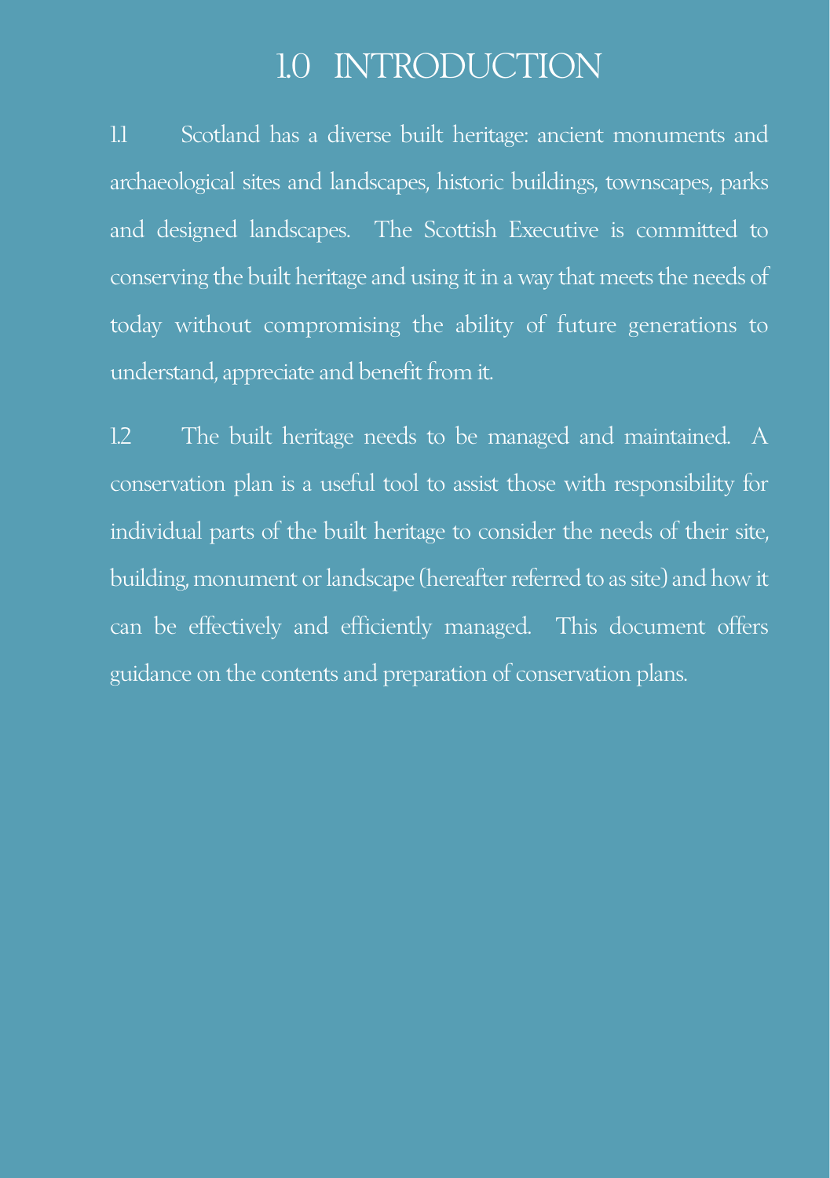# 1.0 INTRODUCTION

1.1 Scotland has a diverse built heritage: ancient monuments and archaeological sites and landscapes, historic buildings, townscapes, parks and designed landscapes. The Scottish Executive is committed to conserving the built heritage and using it in a way that meets the needs of today without compromising the ability of future generations to understand, appreciate and benefit from it.

1.2 The built heritage needs to be managed and maintained. A conservation plan is a useful tool to assist those with responsibility for individual parts of the built heritage to consider the needs of their site, building, monument or landscape (hereafter referred to as site) and how it can be effectively and efficiently managed. This document offers guidance on the contents and preparation of conservation plans.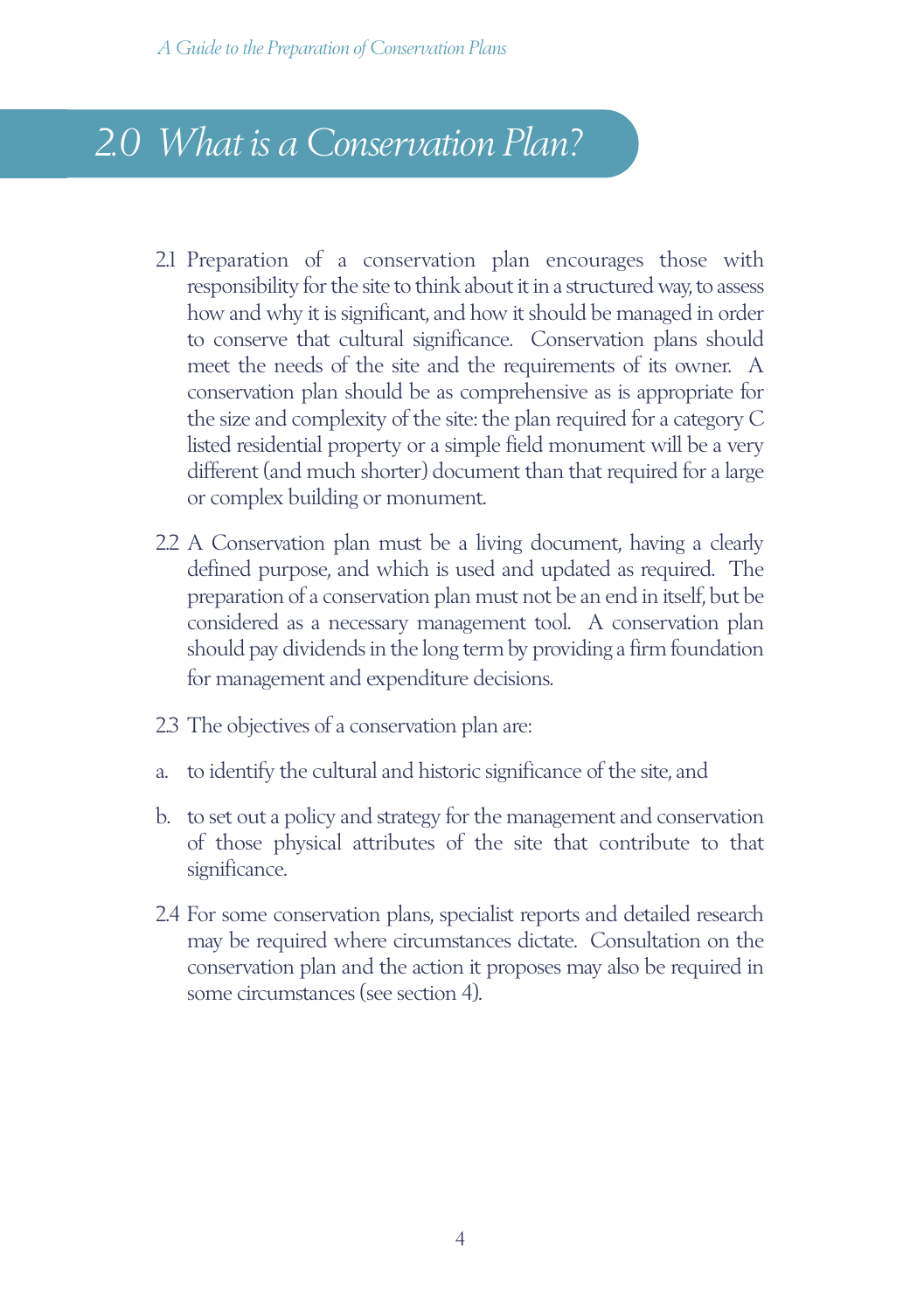# 2.0 What is a Conservation Plan?

2.1 Preparation of a conservation plan encourages those with responsibility for the site to think about it in a structured way, to assess how and why it is significant, and how it should be managed in order to conserve that cultural significance. Conservation plans should meet the needs of the site and the requirements of its owner. A conservation plan should be as comprehensive as is appropriate for the size and complexity of the site: the plan required for a category C listed residential property or a simple field monument will be a very different (and much shorter) document than that required for a large or complex building or monument.

2.2 A Conservation plan must be a living document, having a clearly defined purpose, and which is used and updated as required. The preparation of a conservation plan must not be an end in itself, but be considered as a necessary management tool. A conservation plan should pay dividends in the long term by providing a firm foundation for management and expenditure decisions.

2.3 The objectives of a conservation plan are:

a. to identify the cultural and historic significance of the site, and

b. to set out a policy and strategy for the management and conservation of those physical attributes of the site that contribute to that significance.

2.4 For some conservation plans, specialist reports and detailed research may be required where circumstances dictate. Consultation on the conservation plan and the action it proposes may also be required in some circumstances (see section 4).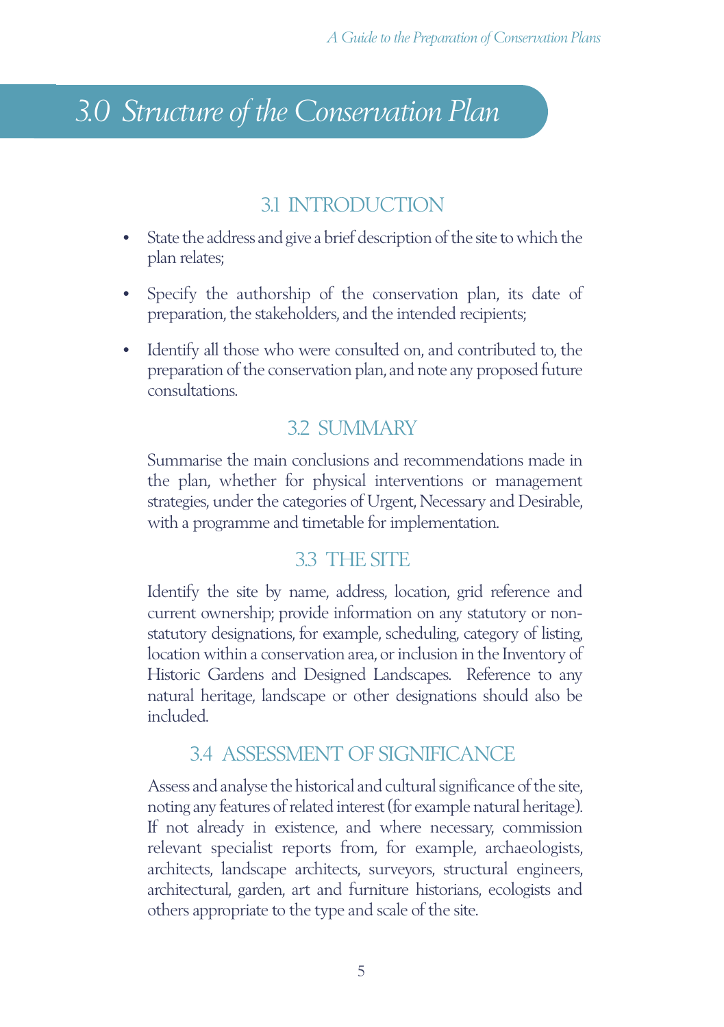# 3.0 Structure of the Conservation Plan

## 3.1 INTRODUCTION

- State the address and give a brief description of the site to which the plan relates;
- Specify the authorship of the conservation plan, its date of preparation, the stakeholders, and the intended recipients;
- Identify all those who were consulted on, and contributed to, the preparation of the conservation plan, and note any proposed future consultations.

## 3.2 SUMMARY

Summarise the main conclusions and recommendations made in the plan, whether for physical interventions or management strategies, under the categories of Urgent, Necessary and Desirable, with a programme and timetable for implementation.

## 3.3 THE SITE

Identify the site by name, address, location, grid reference and current ownership; provide information on any statutory or non-statutory designations, for example, scheduling, category of listing, location within a conservation area, or inclusion in the Inventory of Historic Gardens and Designed Landscapes. Reference to any natural heritage, landscape or other designations should also be included.

## 3.4 ASSESSMENT OF SIGNIFICANCE

Assess and analyse the historical and cultural significance of the site, noting any features of related interest (for example natural heritage). If not already in existence, and where necessary, commission relevant specialist reports from, for example, archaeologists, architects, landscape architects, surveyors, structural engineers, architectural, garden, art and furniture historians, ecologists and others appropriate to the type and scale of the site.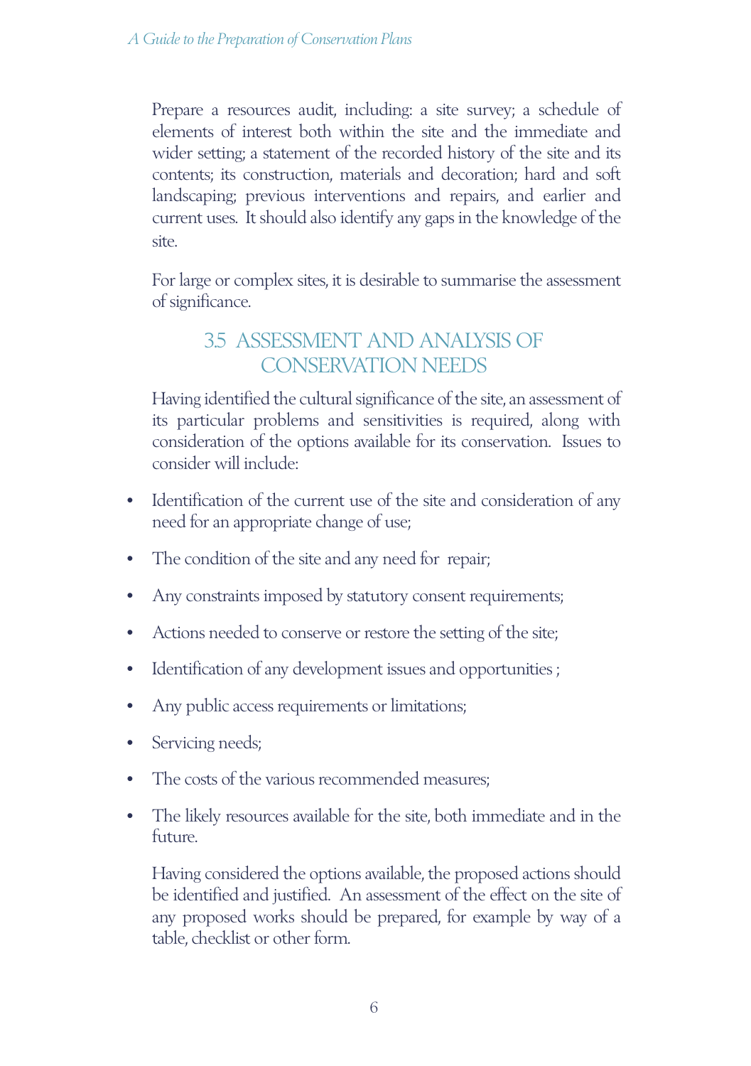Prepare a resources audit, including: a site survey; a schedule of elements of interest both within the site and the immediate and wider setting; a statement of the recorded history of the site and its contents; its construction, materials and decoration; hard and soft landscaping; previous interventions and repairs, and earlier and current uses. It should also identify any gaps in the knowledge of the site.

For large or complex sites, it is desirable to summarise the assessment of significance.

## 3.5 ASSESSMENT AND ANALYSIS OF CONSERVATION NEEDS

Having identified the cultural significance of the site, an assessment of its particular problems and sensitivities is required, along with consideration of the options available for its conservation. Issues to consider will include:

- Identification of the current use of the site and consideration of any need for an appropriate change of use;
- The condition of the site and any need for repair;
- Any constraints imposed by statutory consent requirements;
- Actions needed to conserve or restore the setting of the site;
- Identification of any development issues and opportunities ;
- Any public access requirements or limitations;
- Servicing needs;
- The costs of the various recommended measures;
- The likely resources available for the site, both immediate and in the future.

Having considered the options available, the proposed actions should be identified and justified. An assessment of the effect on the site of any proposed works should be prepared, for example by way of a table, checklist or other form.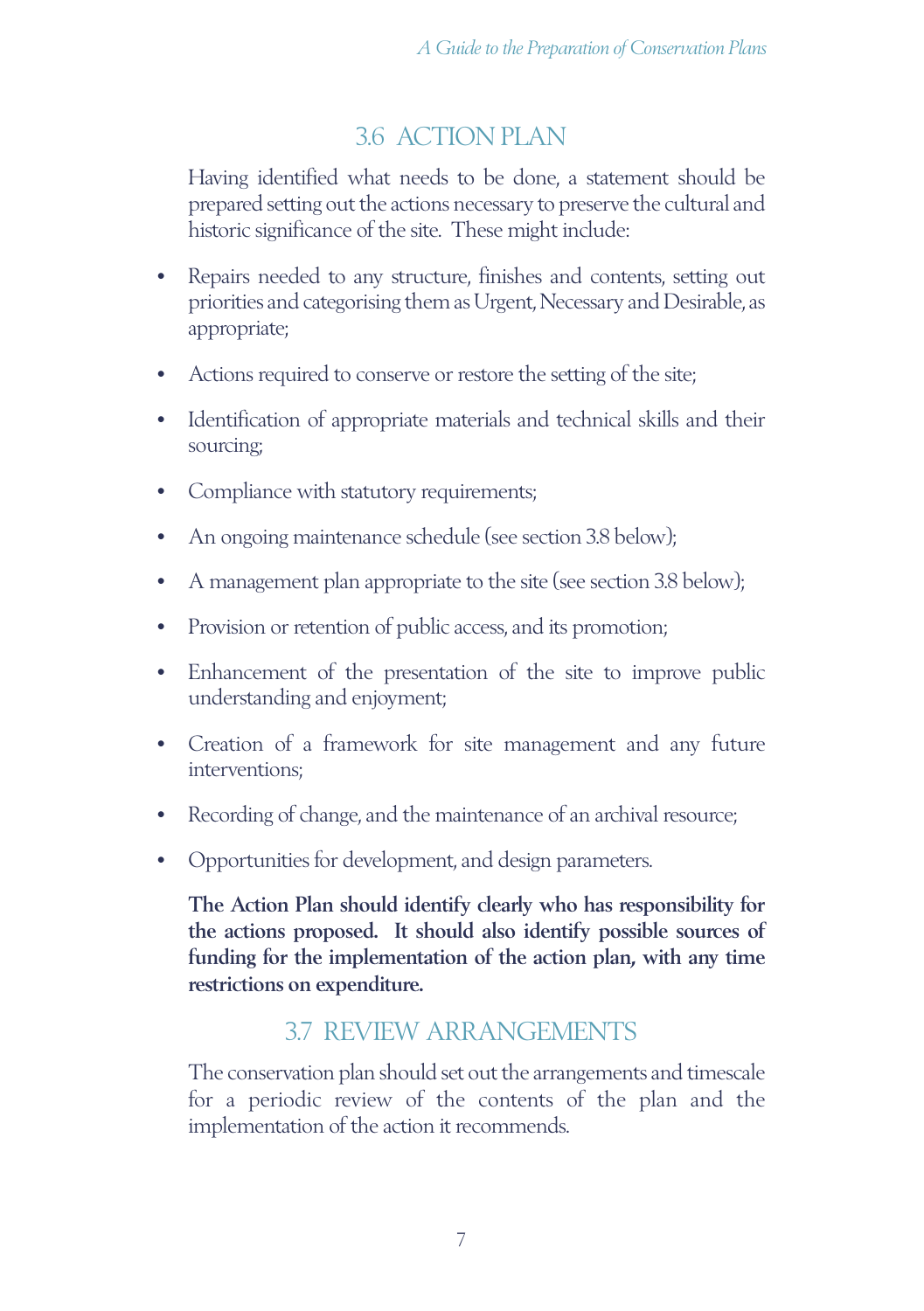## 3.6 ACTION PLAN

Having identified what needs to be done, a statement should be prepared setting out the actions necessary to preserve the cultural and historic significance of the site. These might include:

- Repairs needed to any structure, finishes and contents, setting out priorities and categorising them as Urgent, Necessary and Desirable, as appropriate;
- Actions required to conserve or restore the setting of the site;
- Identification of appropriate materials and technical skills and their sourcing;
- Compliance with statutory requirements;
- An ongoing maintenance schedule (see section 3.8 below);
- A management plan appropriate to the site (see section 3.8 below);
- Provision or retention of public access, and its promotion;
- Enhancement of the presentation of the site to improve public understanding and enjoyment;
- Creation of a framework for site management and any future interventions;
- Recording of change, and the maintenance of an archival resource;
- Opportunities for development, and design parameters.

**The Action Plan should identify clearly who has responsibility for the actions proposed. It should also identify possible sources of funding for the implementation of the action plan, with any time restrictions on expenditure.**

## 3.7 REVIEW ARRANGEMENTS

The conservation plan should set out the arrangements and timescale for a periodic review of the contents of the plan and the implementation of the action it recommends.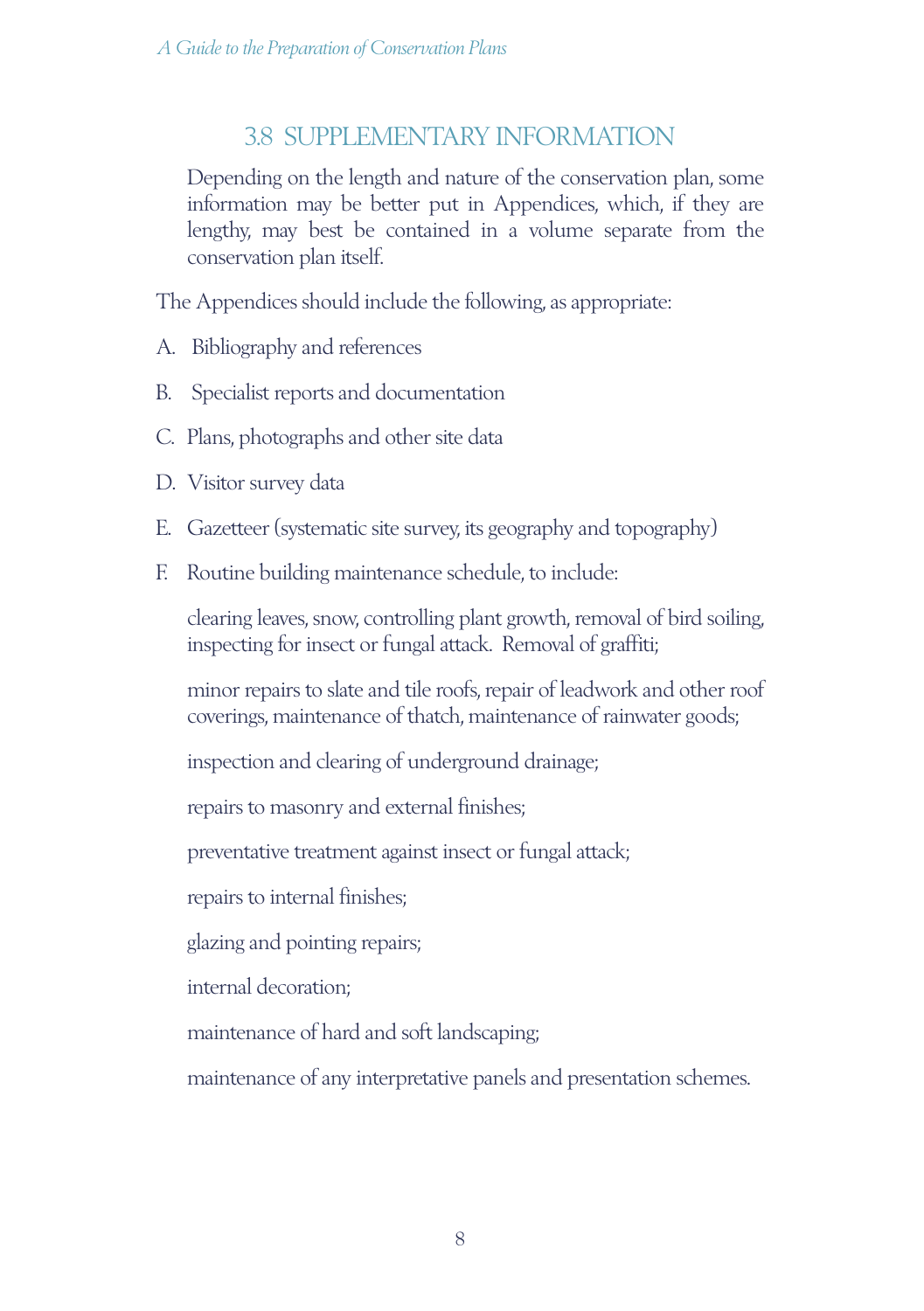## 3.8 SUPPLEMENTARY INFORMATION

Depending on the length and nature of the conservation plan, some information may be better put in Appendices, which, if they are lengthy, may best be contained in a volume separate from the conservation plan itself.

The Appendices should include the following, as appropriate:

A. Bibliography and references

B. Specialist reports and documentation

C. Plans, photographs and other site data

D. Visitor survey data

E. Gazetteer (systematic site survey, its geography and topography)

F. Routine building maintenance schedule, to include:

clearing leaves, snow, controlling plant growth, removal of bird soiling, inspecting for insect or fungal attack. Removal of graffiti;

minor repairs to slate and tile roofs, repair of leadwork and other roof coverings, maintenance of thatch, maintenance of rainwater goods;

inspection and clearing of underground drainage;

repairs to masonry and external finishes;

preventative treatment against insect or fungal attack;

repairs to internal finishes;

glazing and pointing repairs;

internal decoration;

maintenance of hard and soft landscaping;

maintenance of any interpretative panels and presentation schemes.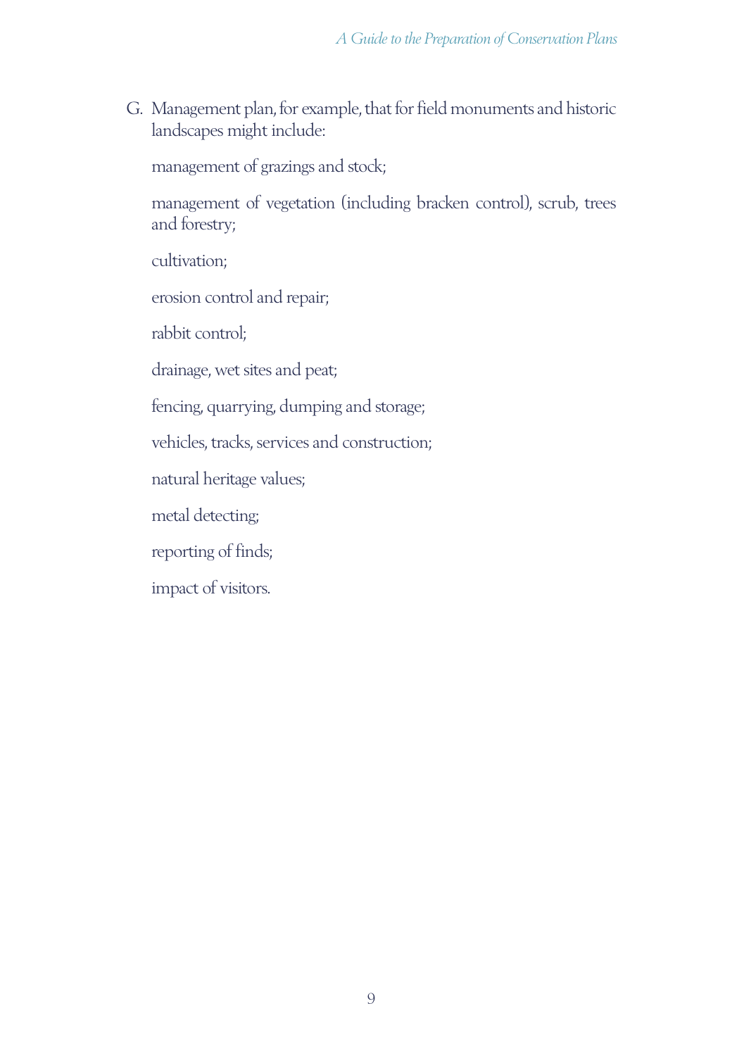G. Management plan, for example, that for field monuments and historic landscapes might include:

management of grazings and stock;

management of vegetation (including bracken control), scrub, trees and forestry;

cultivation;

erosion control and repair;

rabbit control;

drainage, wet sites and peat;

fencing, quarrying, dumping and storage;

vehicles, tracks, services and construction;

natural heritage values;

metal detecting;

reporting of finds;

impact of visitors.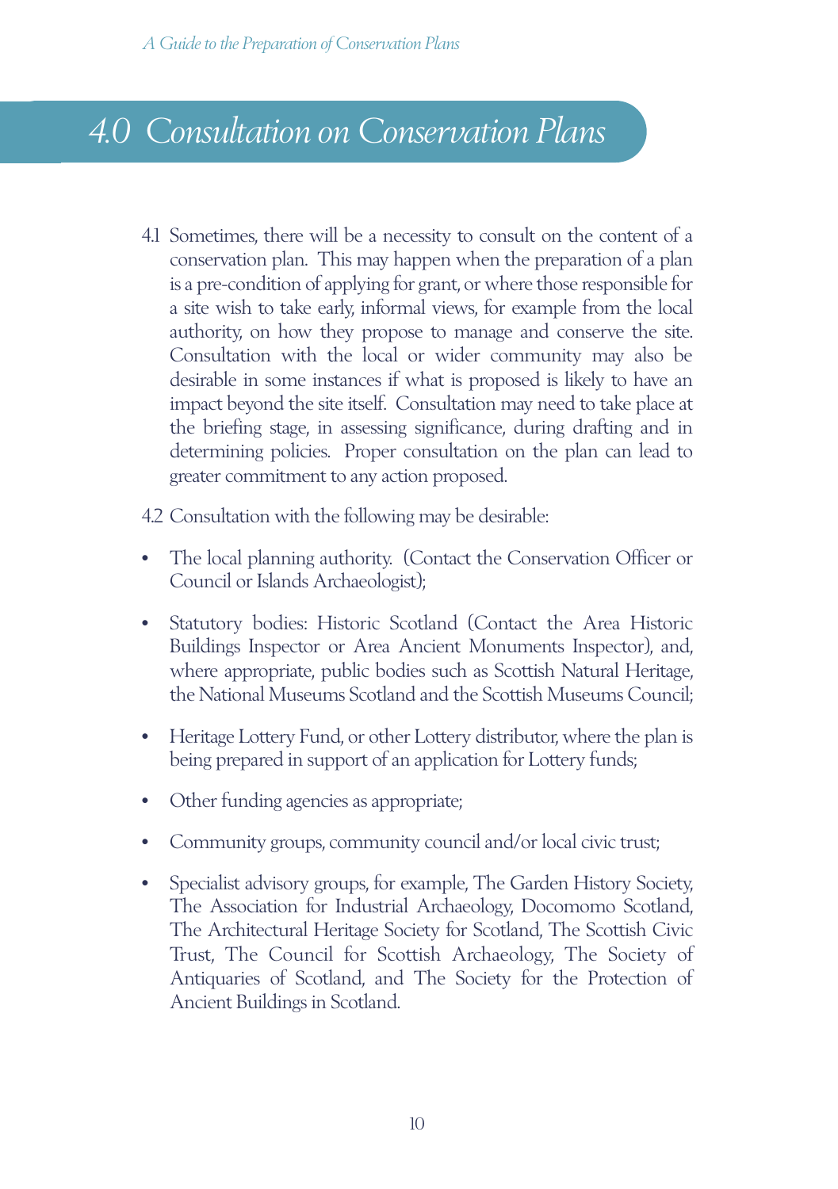# 4.0 Consultation on Conservation Plans

4.1 Sometimes, there will be a necessity to consult on the content of a conservation plan. This may happen when the preparation of a plan is a pre-condition of applying for grant, or where those responsible for a site wish to take early, informal views, for example from the local authority, on how they propose to manage and conserve the site. Consultation with the local or wider community may also be desirable in some instances if what is proposed is likely to have an impact beyond the site itself. Consultation may need to take place at the briefing stage, in assessing significance, during drafting and in determining policies. Proper consultation on the plan can lead to greater commitment to any action proposed.

4.2 Consultation with the following may be desirable:

- The local planning authority. (Contact the Conservation Officer or Council or Islands Archaeologist);
- Statutory bodies: Historic Scotland (Contact the Area Historic Buildings Inspector or Area Ancient Monuments Inspector), and, where appropriate, public bodies such as Scottish Natural Heritage, the National Museums Scotland and the Scottish Museums Council;
- Heritage Lottery Fund, or other Lottery distributor, where the plan is being prepared in support of an application for Lottery funds;
- Other funding agencies as appropriate;
- Community groups, community council and/or local civic trust;
- Specialist advisory groups, for example, The Garden History Society, The Association for Industrial Archaeology, Docomomo Scotland, The Architectural Heritage Society for Scotland, The Scottish Civic Trust, The Council for Scottish Archaeology, The Society of Antiquaries of Scotland, and The Society for the Protection of Ancient Buildings in Scotland.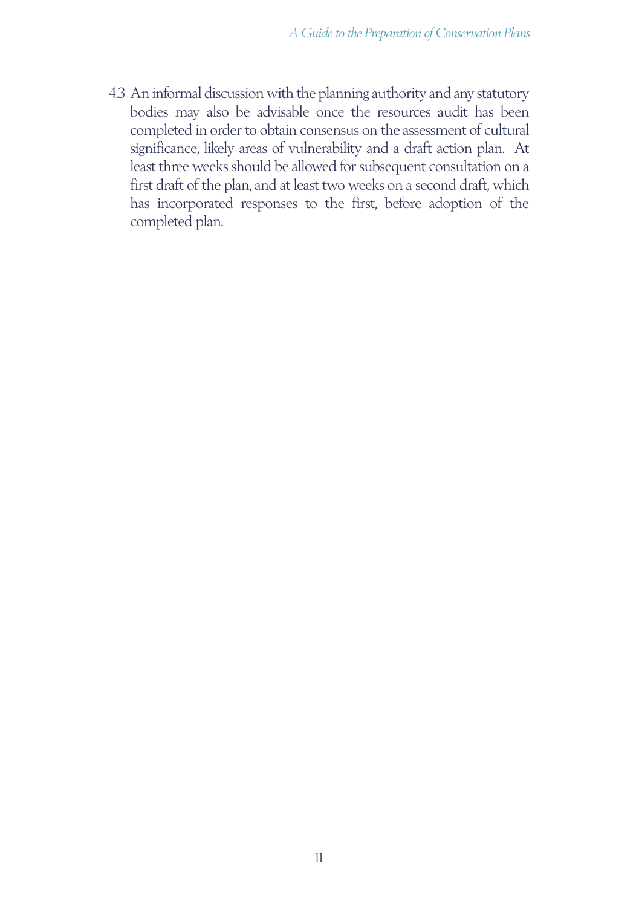4.3 An informal discussion with the planning authority and any statutory bodies may also be advisable once the resources audit has been completed in order to obtain consensus on the assessment of cultural significance, likely areas of vulnerability and a draft action plan. At least three weeks should be allowed for subsequent consultation on a first draft of the plan, and at least two weeks on a second draft, which has incorporated responses to the first, before adoption of the completed plan.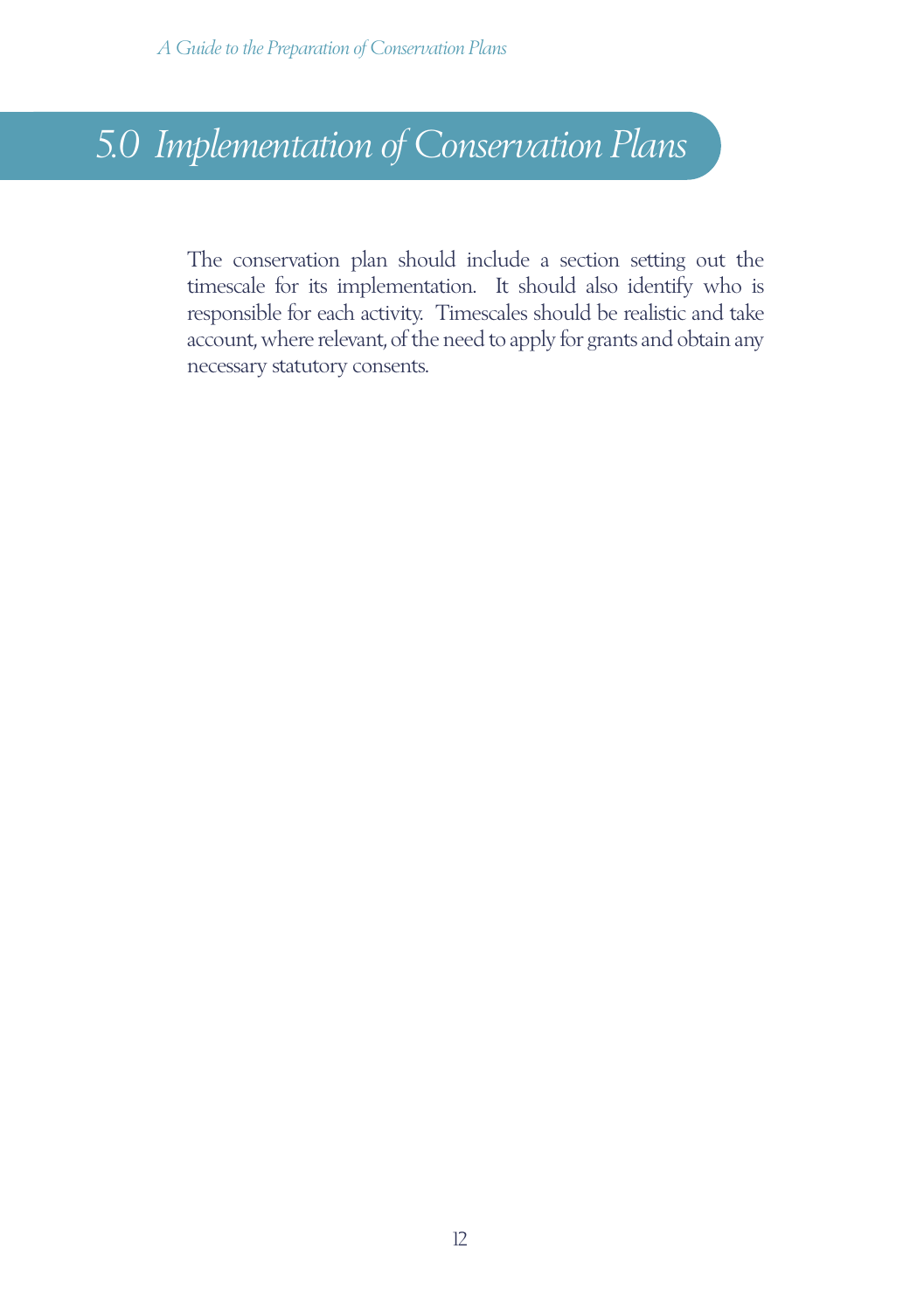# 5.0 Implementation of Conservation Plans

The conservation plan should include a section setting out the timescale for its implementation. It should also identify who is responsible for each activity. Timescales should be realistic and take account, where relevant, of the need to apply for grants and obtain any necessary statutory consents.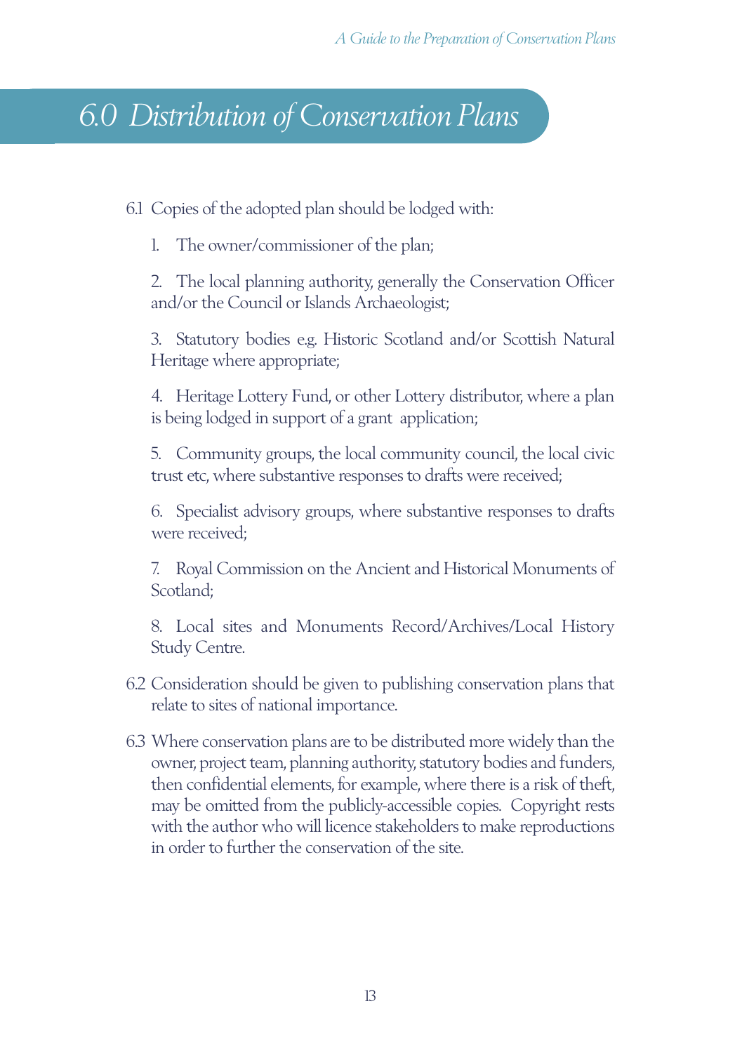# *6.0 Distribution of Conservation Plans*

6.1 Copies of the adopted plan should be lodged with:

1. The owner/commissioner of the plan;

2. The local planning authority, generally the Conservation Officer and/or the Council or Islands Archaeologist;

3. Statutory bodies e.g. Historic Scotland and/or Scottish Natural Heritage where appropriate;

4. Heritage Lottery Fund, or other Lottery distributor, where a plan is being lodged in support of a grant application;

5. Community groups, the local community council, the local civic trust etc, where substantive responses to drafts were received;

6. Specialist advisory groups, where substantive responses to drafts were received;

7. Royal Commission on the Ancient and Historical Monuments of Scotland;

8. Local sites and Monuments Record/Archives/Local History Study Centre.

6.2 Consideration should be given to publishing conservation plans that relate to sites of national importance.

6.3 Where conservation plans are to be distributed more widely than the owner, project team, planning authority, statutory bodies and funders, then confidential elements, for example, where there is a risk of theft, may be omitted from the publicly-accessible copies. Copyright rests with the author who will licence stakeholders to make reproductions in order to further the conservation of the site.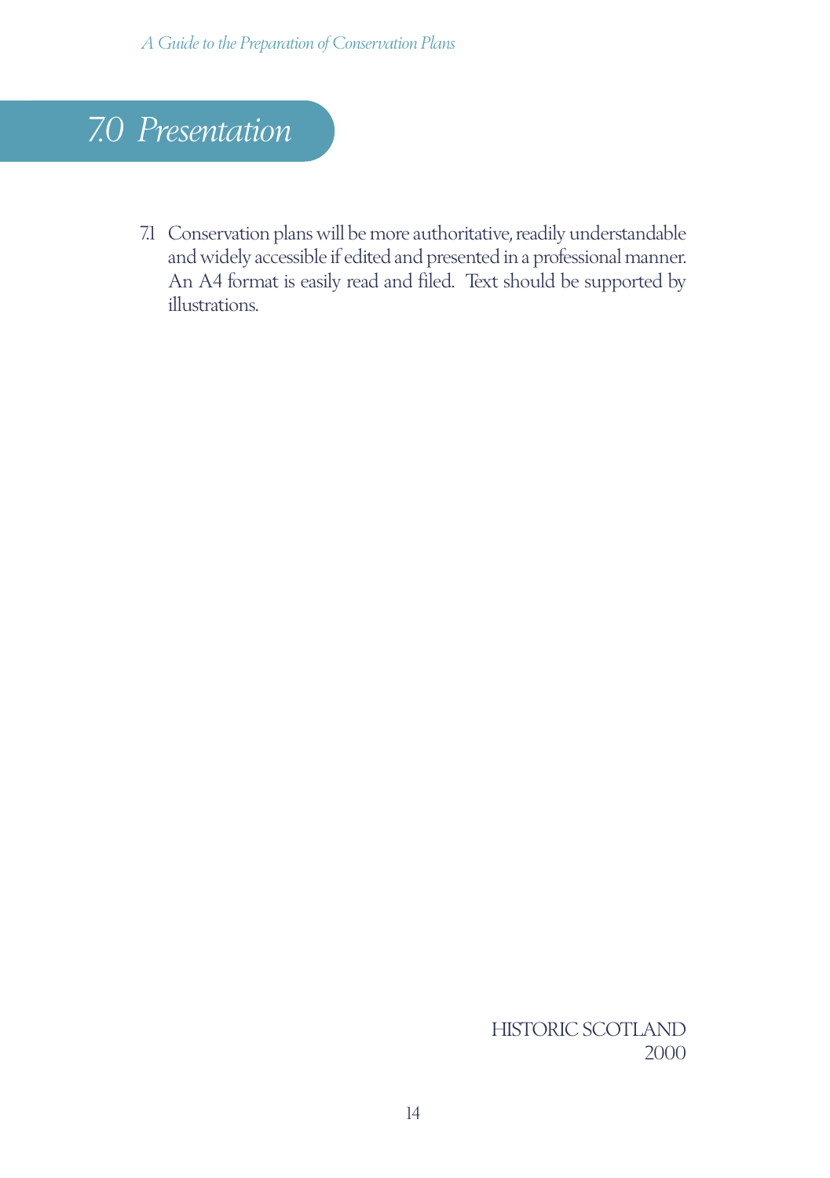# 7.0 Presentation

7.1 Conservation plans will be more authoritative, readily understandable and widely accessible if edited and presented in a professional manner. An A4 format is easily read and filed. Text should be supported by illustrations.

HISTORIC SCOTLAND
2000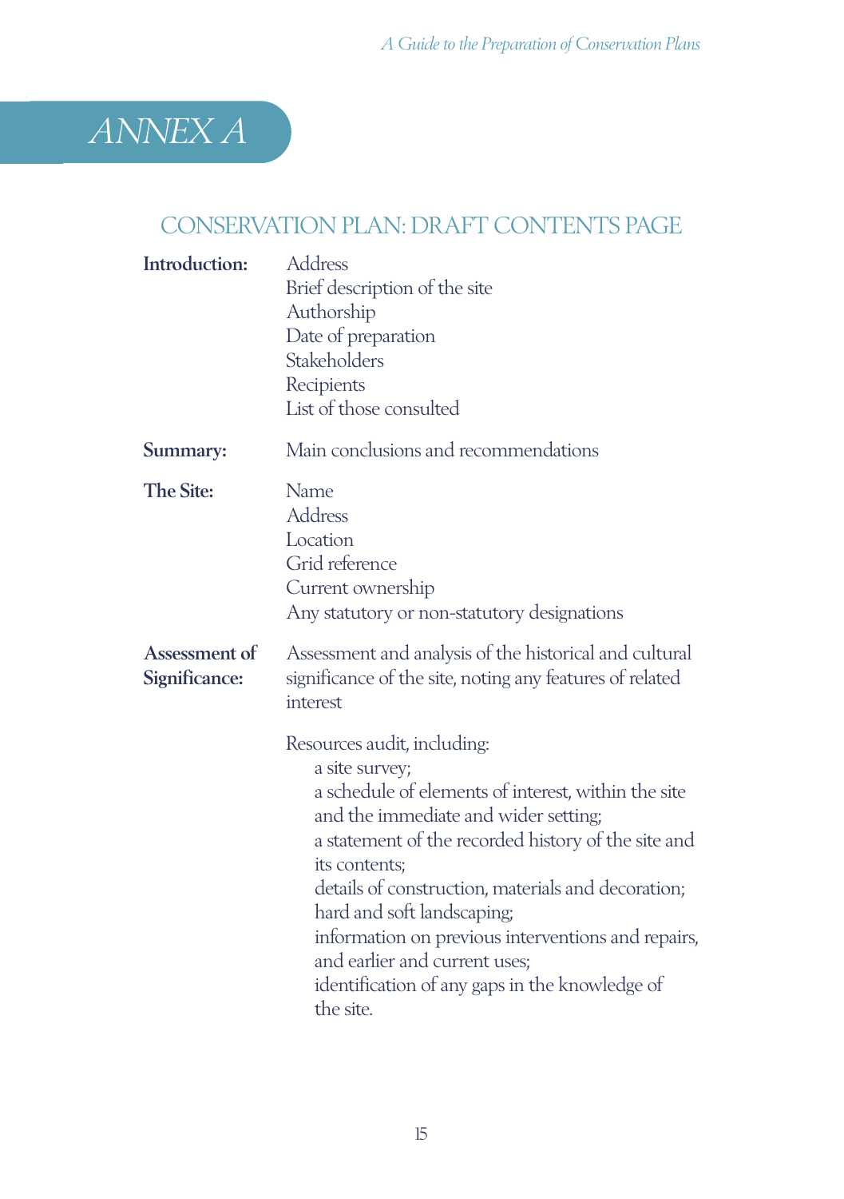# ANNEX A

## CONSERVATION PLAN: DRAFT CONTENTS PAGE

**Introduction:**

Address
Brief description of the site
Authorship
Date of preparation
Stakeholders
Recipients
List of those consulted

**Summary:**

Main conclusions and recommendations

**The Site:**

Name
Address
Location
Grid reference
Current ownership
Any statutory or non-statutory designations

**Assessment of Significance:**

Assessment and analysis of the historical and cultural significance of the site, noting any features of related interest

Resources audit, including:

- a site survey;
- a schedule of elements of interest, within the site and the immediate and wider setting;
- a statement of the recorded history of the site and its contents;
- details of construction, materials and decoration;
- hard and soft landscaping;
- information on previous interventions and repairs, and earlier and current uses;
- identification of any gaps in the knowledge of the site.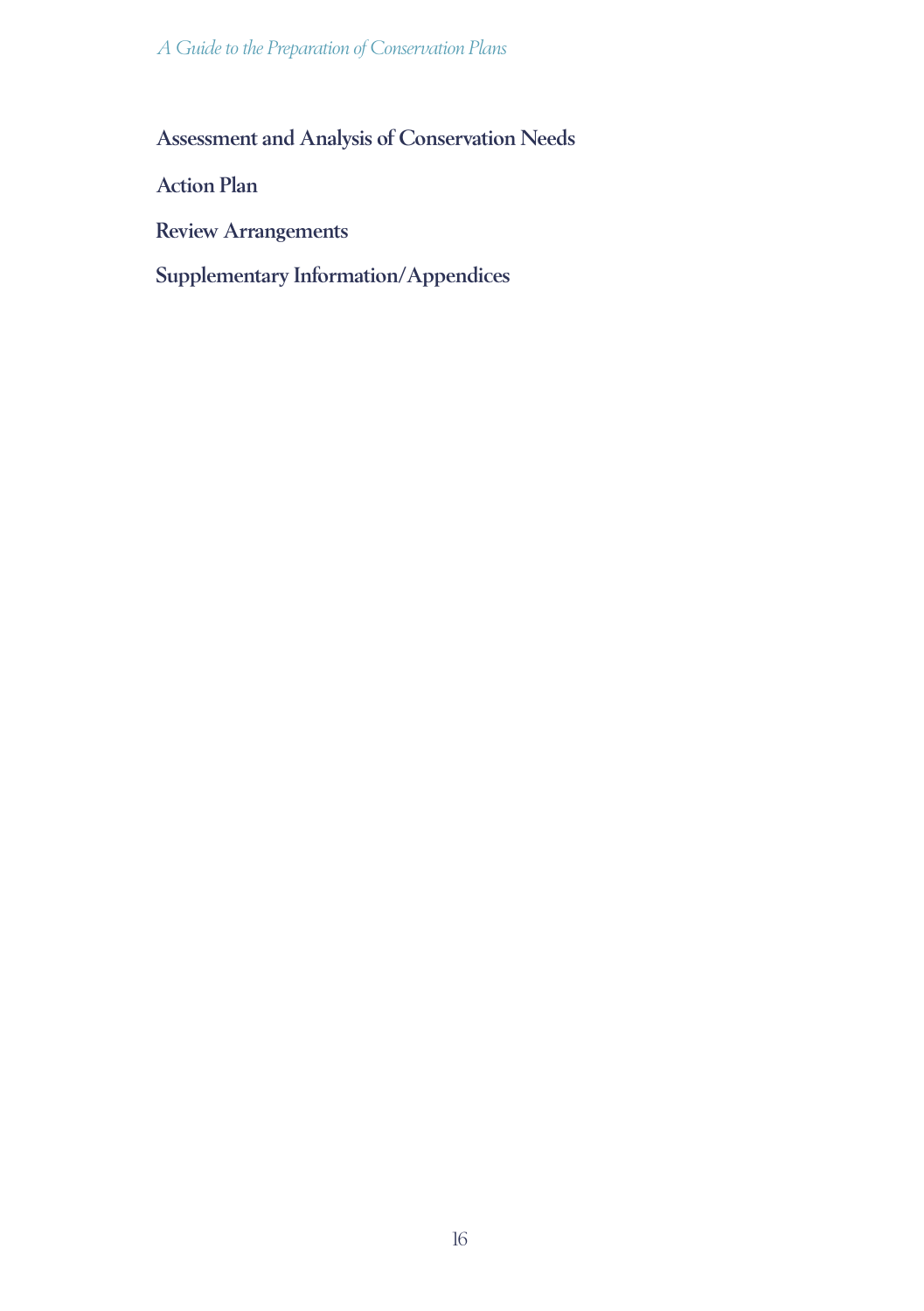**Assessment and Analysis of Conservation Needs**

**Action Plan**

**Review Arrangements**

**Supplementary Information/Appendices**